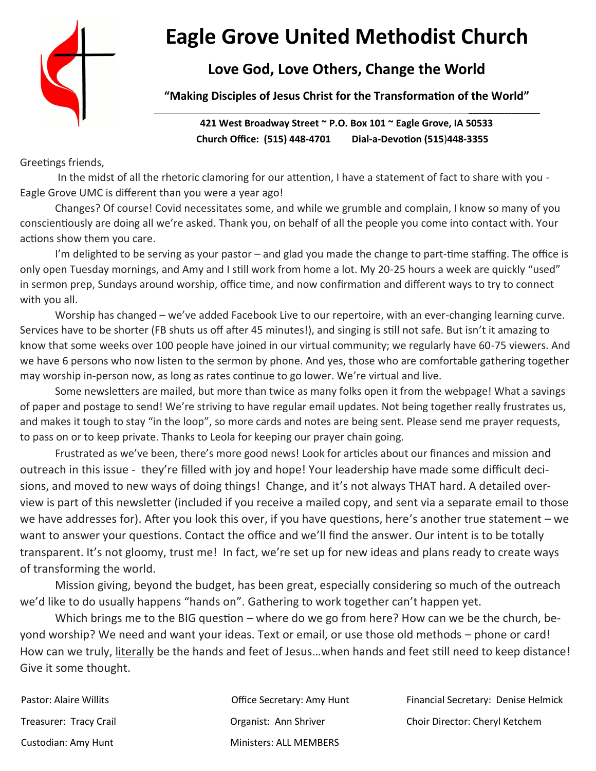# Eagle Grove United Methodist Church

## Love God, Love Others, Change the World

**"Making Disciples of Jesus Christ for the Transformation of the World"**

**421 West Broadway Street ~ P.O. Box 101 ~ Eagle Grove, IA 50533**
**Church Office: (515) 448-4701 Dial-a-Devotion (515)448-3355**

Greetings friends,

In the midst of all the rhetoric clamoring for our attention, I have a statement of fact to share with you - Eagle Grove UMC is different than you were a year ago!

Changes? Of course! Covid necessitates some, and while we grumble and complain, I know so many of you conscientiously are doing all we're asked. Thank you, on behalf of all the people you come into contact with. Your actions show them you care.

I'm delighted to be serving as your pastor – and glad you made the change to part-time staffing. The office is only open Tuesday mornings, and Amy and I still work from home a lot. My 20-25 hours a week are quickly "used" in sermon prep, Sundays around worship, office time, and now confirmation and different ways to try to connect with you all.

Worship has changed – we've added Facebook Live to our repertoire, with an ever-changing learning curve. Services have to be shorter (FB shuts us off after 45 minutes!), and singing is still not safe. But isn't it amazing to know that some weeks over 100 people have joined in our virtual community; we regularly have 60-75 viewers. And we have 6 persons who now listen to the sermon by phone. And yes, those who are comfortable gathering together may worship in-person now, as long as rates continue to go lower. We're virtual and live.

Some newsletters are mailed, but more than twice as many folks open it from the webpage! What a savings of paper and postage to send! We're striving to have regular email updates. Not being together really frustrates us, and makes it tough to stay "in the loop", so more cards and notes are being sent. Please send me prayer requests, to pass on or to keep private. Thanks to Leola for keeping our prayer chain going.

Frustrated as we've been, there's more good news! Look for articles about our finances and mission and outreach in this issue - they're filled with joy and hope! Your leadership have made some difficult decisions, and moved to new ways of doing things! Change, and it's not always THAT hard. A detailed overview is part of this newsletter (included if you receive a mailed copy, and sent via a separate email to those we have addresses for). After you look this over, if you have questions, here's another true statement – we want to answer your questions. Contact the office and we'll find the answer. Our intent is to be totally transparent. It's not gloomy, trust me! In fact, we're set up for new ideas and plans ready to create ways of transforming the world.

Mission giving, beyond the budget, has been great, especially considering so much of the outreach we'd like to do usually happens "hands on". Gathering to work together can't happen yet.

Which brings me to the BIG question – where do we go from here? How can we be the church, beyond worship? We need and want your ideas. Text or email, or use those old methods – phone or card! How can we truly, literally be the hands and feet of Jesus…when hands and feet still need to keep distance! Give it some thought.

Pastor: Alaire Willits
Office Secretary: Amy Hunt
Financial Secretary: Denise Helmick
Treasurer: Tracy Crail
Organist: Ann Shriver
Choir Director: Cheryl Ketchem
Custodian: Amy Hunt
Ministers: ALL MEMBERS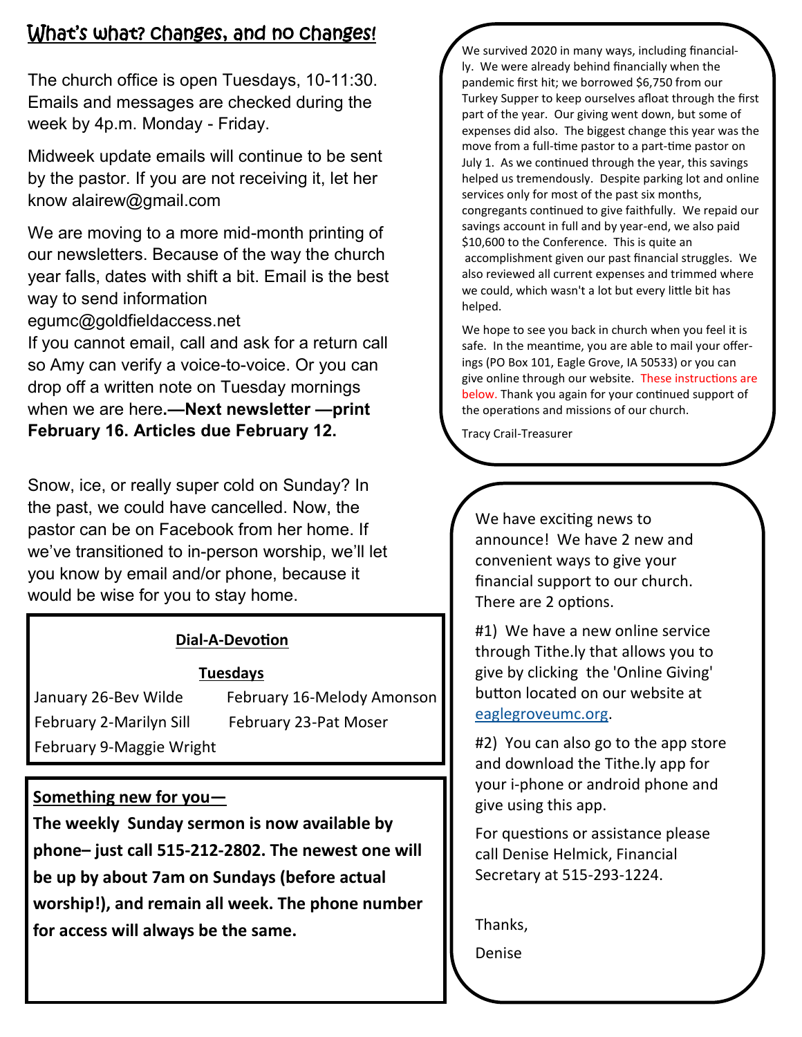## What's what? Changes, and no changes!

The church office is open Tuesdays, 10-11:30. Emails and messages are checked during the week by 4p.m. Monday - Friday.

Midweek update emails will continue to be sent by the pastor. If you are not receiving it, let her know alairew@gmail.com

We are moving to a more mid-month printing of our newsletters. Because of the way the church year falls, dates with shift a bit. Email is the best way to send information egumc@goldfieldaccess.net
If you cannot email, call and ask for a return call so Amy can verify a voice-to-voice. Or you can drop off a written note on Tuesday mornings when we are here**.—Next newsletter —print February 16. Articles due February 12.**

Snow, ice, or really super cold on Sunday? In the past, we could have cancelled. Now, the pastor can be on Facebook from her home. If we've transitioned to in-person worship, we'll let you know by email and/or phone, because it would be wise for you to stay home.

**Dial-A-Devotion**

**Tuesdays**

| | |
|---|---|
| January 26-Bev Wilde | February 16-Melody Amonson |
| February 2-Marilyn Sill | February 23-Pat Moser |
| February 9-Maggie Wright | |

**Something new for you—**

**The weekly Sunday sermon is now available by phone– just call 515-212-2802. The newest one will be up by about 7am on Sundays (before actual worship!), and remain all week. The phone number for access will always be the same.**

We survived 2020 in many ways, including financially. We were already behind financially when the pandemic first hit; we borrowed $6,750 from our Turkey Supper to keep ourselves afloat through the first part of the year. Our giving went down, but some of expenses did also. The biggest change this year was the move from a full-time pastor to a part-time pastor on July 1. As we continued through the year, this savings helped us tremendously. Despite parking lot and online services only for most of the past six months, congregants continued to give faithfully. We repaid our savings account in full and by year-end, we also paid $10,600 to the Conference. This is quite an accomplishment given our past financial struggles. We also reviewed all current expenses and trimmed where we could, which wasn't a lot but every little bit has helped.

We hope to see you back in church when you feel it is safe. In the meantime, you are able to mail your offerings (PO Box 101, Eagle Grove, IA 50533) or you can give online through our website. These instructions are below. Thank you again for your continued support of the operations and missions of our church.

Tracy Crail-Treasurer

We have exciting news to announce! We have 2 new and convenient ways to give your financial support to our church. There are 2 options.

#1) We have a new online service through Tithe.ly that allows you to give by clicking the 'Online Giving' button located on our website at eaglegroveumc.org.

#2) You can also go to the app store and download the Tithe.ly app for your i-phone or android phone and give using this app.

For questions or assistance please call Denise Helmick, Financial Secretary at 515-293-1224.

Thanks,

Denise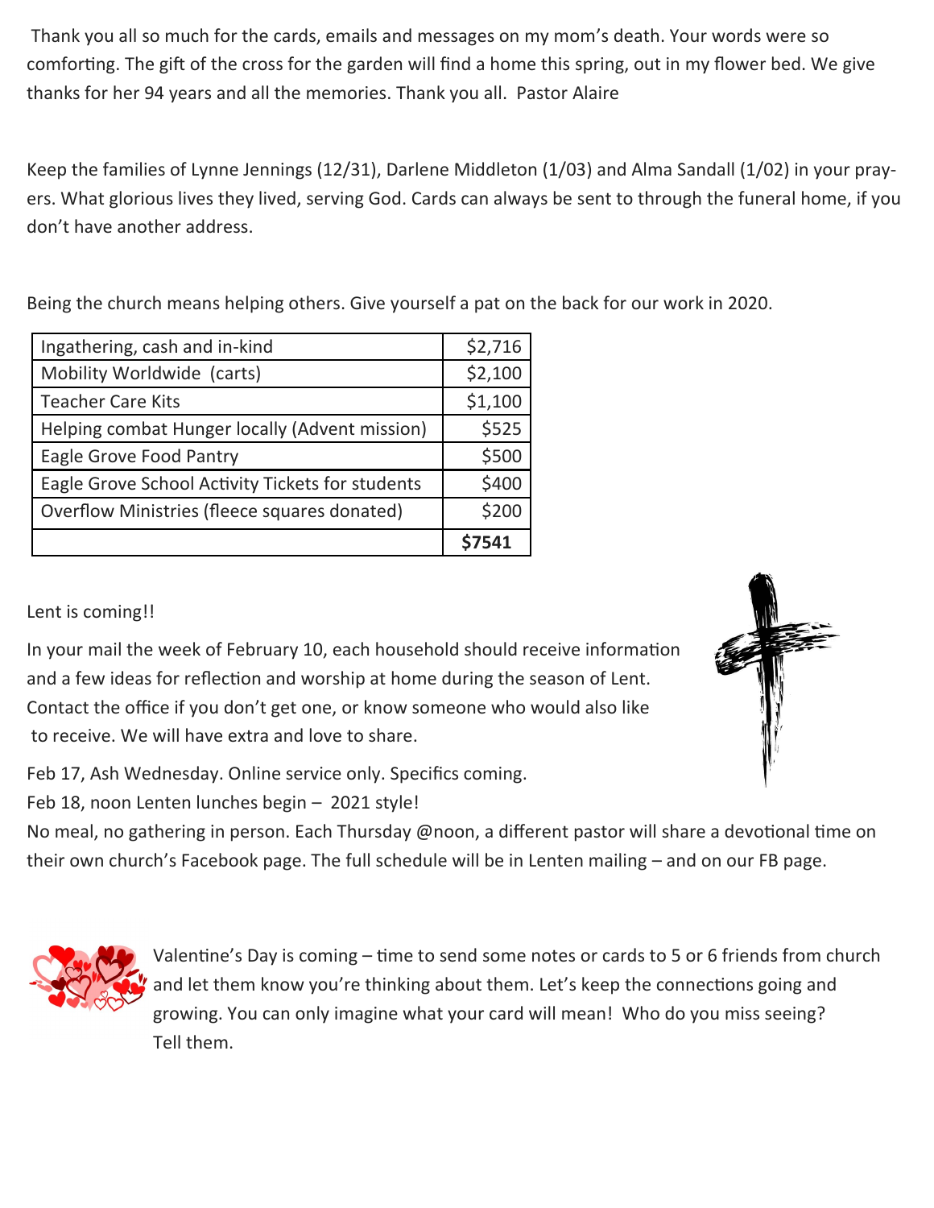Thank you all so much for the cards, emails and messages on my mom's death. Your words were so comforting. The gift of the cross for the garden will find a home this spring, out in my flower bed. We give thanks for her 94 years and all the memories. Thank you all. Pastor Alaire

Keep the families of Lynne Jennings (12/31), Darlene Middleton (1/03) and Alma Sandall (1/02) in your prayers. What glorious lives they lived, serving God. Cards can always be sent to through the funeral home, if you don't have another address.

Being the church means helping others. Give yourself a pat on the back for our work in 2020.

| | |
|---|---|
| Ingathering, cash and in-kind | $2,716 |
| Mobility Worldwide (carts) | $2,100 |
| Teacher Care Kits | $1,100 |
| Helping combat Hunger locally (Advent mission) | $525 |
| Eagle Grove Food Pantry | $500 |
| Eagle Grove School Activity Tickets for students | $400 |
| Overflow Ministries (fleece squares donated) | $200 |
| | **$7541** |

Lent is coming!!

In your mail the week of February 10, each household should receive information and a few ideas for reflection and worship at home during the season of Lent. Contact the office if you don't get one, or know someone who would also like to receive. We will have extra and love to share.

Feb 17, Ash Wednesday. Online service only. Specifics coming.

Feb 18, noon Lenten lunches begin – 2021 style!

No meal, no gathering in person. Each Thursday @noon, a different pastor will share a devotional time on their own church's Facebook page. The full schedule will be in Lenten mailing – and on our FB page.

Valentine's Day is coming – time to send some notes or cards to 5 or 6 friends from church and let them know you're thinking about them. Let's keep the connections going and growing. You can only imagine what your card will mean! Who do you miss seeing? Tell them.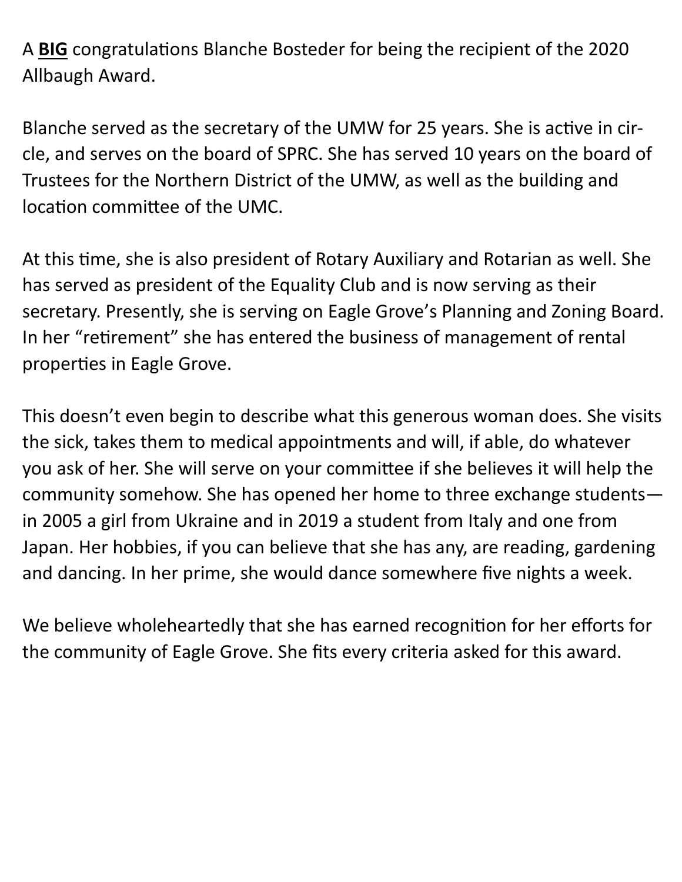A **<u>BIG</u>** congratulations Blanche Bosteder for being the recipient of the 2020 Allbaugh Award.

Blanche served as the secretary of the UMW for 25 years. She is active in circle, and serves on the board of SPRC. She has served 10 years on the board of Trustees for the Northern District of the UMW, as well as the building and location committee of the UMC.

At this time, she is also president of Rotary Auxiliary and Rotarian as well. She has served as president of the Equality Club and is now serving as their secretary. Presently, she is serving on Eagle Grove's Planning and Zoning Board. In her "retirement" she has entered the business of management of rental properties in Eagle Grove.

This doesn't even begin to describe what this generous woman does. She visits the sick, takes them to medical appointments and will, if able, do whatever you ask of her. She will serve on your committee if she believes it will help the community somehow. She has opened her home to three exchange students—in 2005 a girl from Ukraine and in 2019 a student from Italy and one from Japan. Her hobbies, if you can believe that she has any, are reading, gardening and dancing. In her prime, she would dance somewhere five nights a week.

We believe wholeheartedly that she has earned recognition for her efforts for the community of Eagle Grove. She fits every criteria asked for this award.